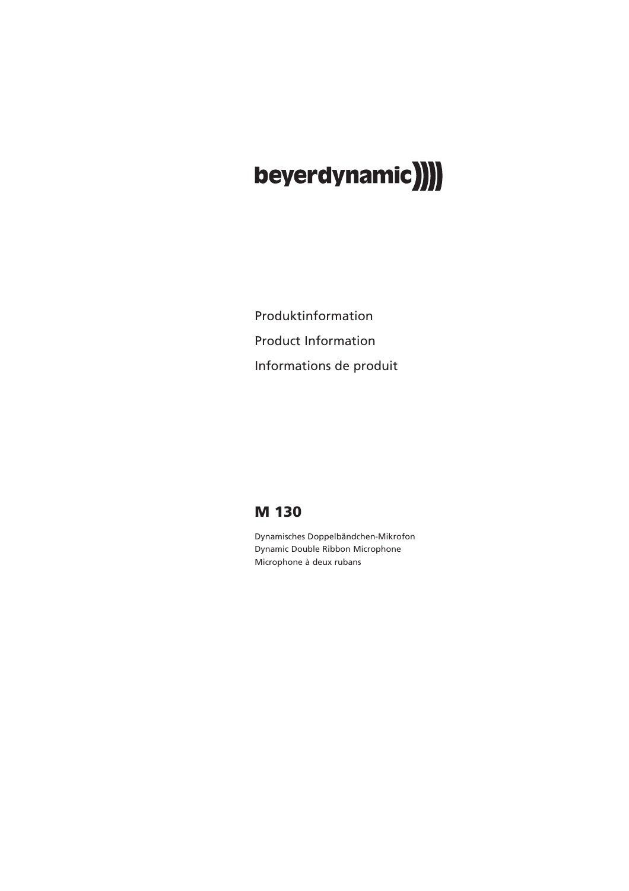beyerdynamic

Produktinformation

Product Information

Informations de produit

# M 130

Dynamisches Doppelbändchen-Mikrofon
Dynamic Double Ribbon Microphone
Microphone à deux rubans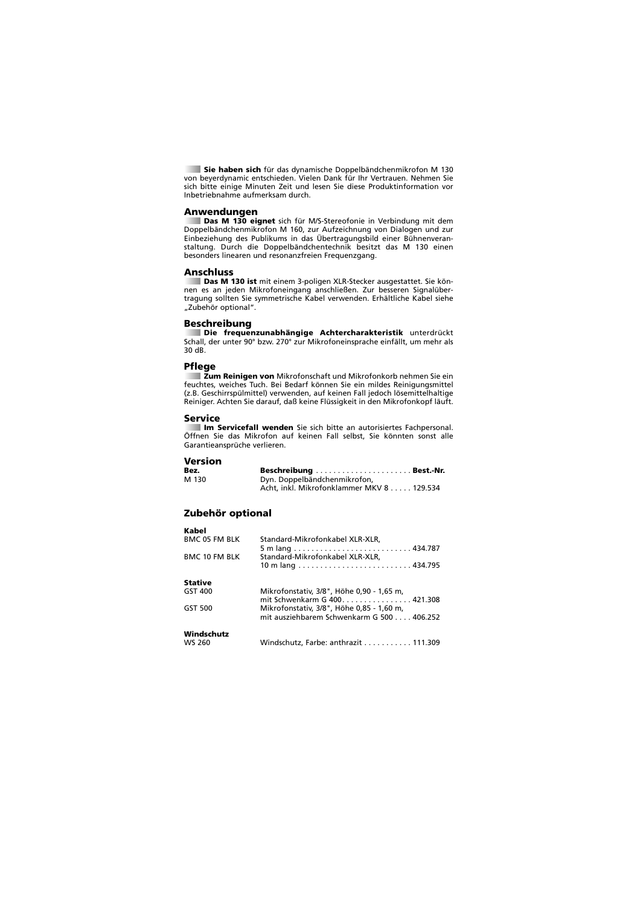**Sie haben sich** für das dynamische Doppelbändchenmikrofon M 130 von beyerdynamic entschieden. Vielen Dank für Ihr Vertrauen. Nehmen Sie sich bitte einige Minuten Zeit und lesen Sie diese Produktinformation vor Inbetriebnahme aufmerksam durch.

## Anwendungen

**Das M 130 eignet** sich für M/S-Stereofonie in Verbindung mit dem Doppelbändchenmikrofon M 160, zur Aufzeichnung von Dialogen und zur Einbeziehung des Publikums in das Übertragungsbild einer Bühnenveranstaltung. Durch die Doppelbändchentechnik besitzt das M 130 einen besonders linearen und resonanzfreien Frequenzgang.

## Anschluss

**Das M 130 ist** mit einem 3-poligen XLR-Stecker ausgestattet. Sie können es an jeden Mikrofoneingang anschließen. Zur besseren Signalübertragung sollten Sie symmetrische Kabel verwenden. Erhältliche Kabel siehe „Zubehör optional".

## Beschreibung

**Die frequenzunabhängige Achtercharakteristik** unterdrückt Schall, der unter 90° bzw. 270° zur Mikrofoneinsprache einfällt, um mehr als 30 dB.

## Pflege

**Zum Reinigen von** Mikrofonschaft und Mikrofonkorb nehmen Sie ein feuchtes, weiches Tuch. Bei Bedarf können Sie ein mildes Reinigungsmittel (z.B. Geschirrspülmittel) verwenden, auf keinen Fall jedoch lösemittelhaltige Reiniger. Achten Sie darauf, daß keine Flüssigkeit in den Mikrofonkopf läuft.

## Service

**Im Servicefall wenden** Sie sich bitte an autorisiertes Fachpersonal. Öffnen Sie das Mikrofon auf keinen Fall selbst, Sie könnten sonst alle Garantieansprüche verlieren.

## Version

| Bez. | Beschreibung | Best.-Nr. |
|---|---|---|
| M 130 | Dyn. Doppelbändchenmikrofon, Acht, inkl. Mikrofonklammer MKV 8 | 129.534 |

## Zubehör optional

**Kabel**

| | | |
|---|---|---|
| BMC 05 FM BLK | Standard-Mikrofonkabel XLR-XLR, 5 m lang | 434.787 |
| BMC 10 FM BLK | Standard-Mikrofonkabel XLR-XLR, 10 m lang | 434.795 |

**Stative**

| | | |
|---|---|---|
| GST 400 | Mikrofonstativ, 3/8", Höhe 0,90 - 1,65 m, mit Schwenkarm G 400 | 421.308 |
| GST 500 | Mikrofonstativ, 3/8", Höhe 0,85 - 1,60 m, mit ausziehbarem Schwenkarm G 500 | 406.252 |

**Windschutz**

| | | |
|---|---|---|
| WS 260 | Windschutz, Farbe: anthrazit | 111.309 |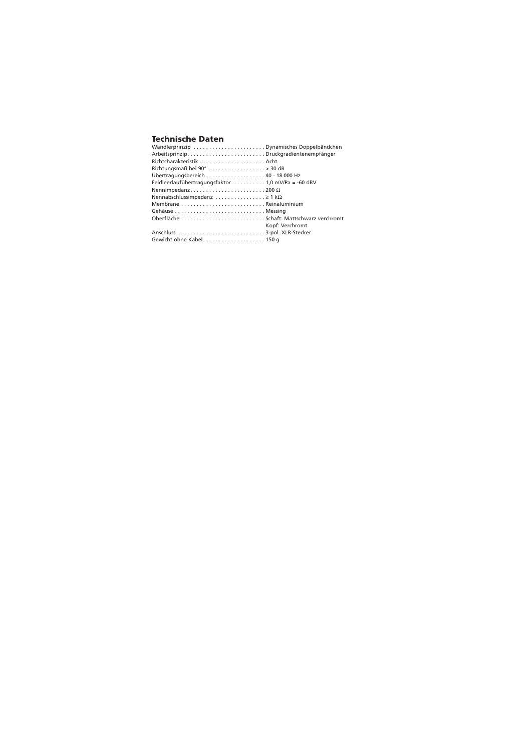## Technische Daten

| | |
|---|---|
| Wandlerprinzip | Dynamisches Doppelbändchen |
| Arbeitsprinzip | Druckgradientenempfänger |
| Richtcharakteristik | Acht |
| Richtungsmaß bei 90° | > 30 dB |
| Übertragungsbereich | 40 - 18.000 Hz |
| Feldleerlaufübertragungsfaktor | 1,0 mV/Pa = -60 dBV |
| Nennimpedanz | 200 Ω |
| Nennabschlussimpedanz | ≥ 1 kΩ |
| Membrane | Reinaluminium |
| Gehäuse | Messing |
| Oberfläche | Schaft: Mattschwarz verchromt<br>Kopf: Verchromt |
| Anschluss | 3-pol. XLR-Stecker |
| Gewicht ohne Kabel | 150 g |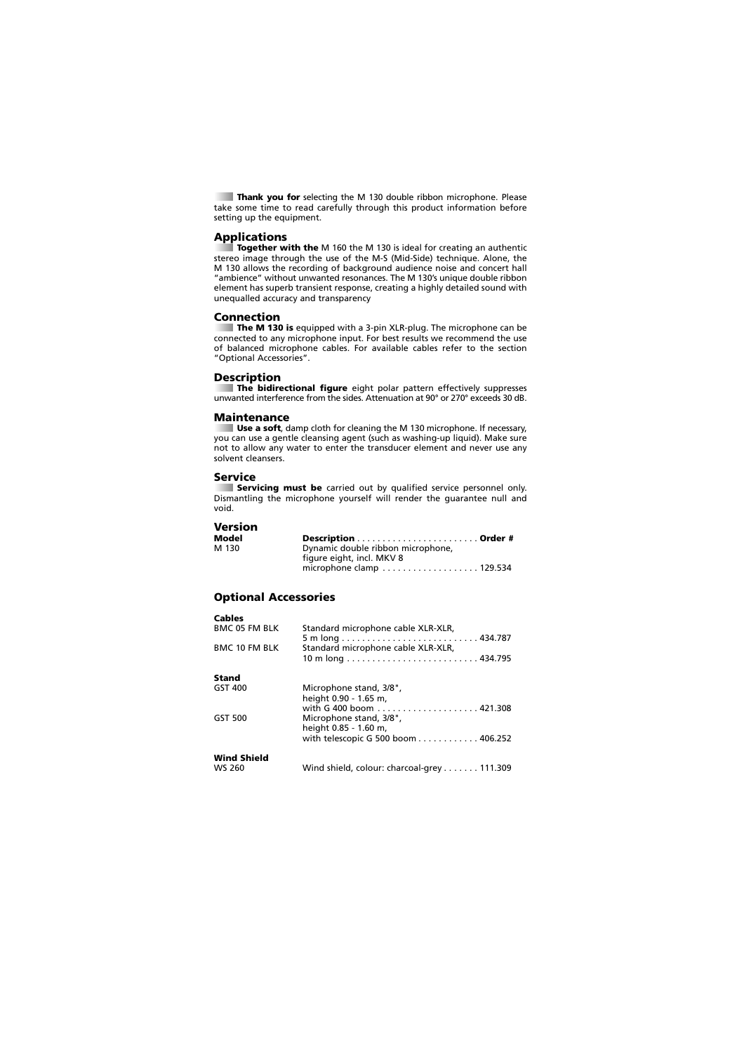**Thank you for** selecting the M 130 double ribbon microphone. Please take some time to read carefully through this product information before setting up the equipment.

## Applications

**Together with the** M 160 the M 130 is ideal for creating an authentic stereo image through the use of the M-S (Mid-Side) technique. Alone, the M 130 allows the recording of background audience noise and concert hall "ambience" without unwanted resonances. The M 130's unique double ribbon element has superb transient response, creating a highly detailed sound with unequalled accuracy and transparency

## Connection

**The M 130 is** equipped with a 3-pin XLR-plug. The microphone can be connected to any microphone input. For best results we recommend the use of balanced microphone cables. For available cables refer to the section "Optional Accessories".

## Description

**The bidirectional figure** eight polar pattern effectively suppresses unwanted interference from the sides. Attenuation at 90° or 270° exceeds 30 dB.

## Maintenance

**Use a soft**, damp cloth for cleaning the M 130 microphone. If necessary, you can use a gentle cleansing agent (such as washing-up liquid). Make sure not to allow any water to enter the transducer element and never use any solvent cleansers.

## Service

**Servicing must be** carried out by qualified service personnel only. Dismantling the microphone yourself will render the guarantee null and void.

## Version

| Model | Description | Order # |
|---|---|---|
| M 130 | Dynamic double ribbon microphone, figure eight, incl. MKV 8 microphone clamp | 129.534 |

## Optional Accessories

**Cables**

| | | |
|---|---|---|
| BMC 05 FM BLK | Standard microphone cable XLR-XLR, 5 m long | 434.787 |
| BMC 10 FM BLK | Standard microphone cable XLR-XLR, 10 m long | 434.795 |

**Stand**

| | | |
|---|---|---|
| GST 400 | Microphone stand, 3/8", height 0.90 - 1.65 m, with G 400 boom | 421.308 |
| GST 500 | Microphone stand, 3/8", height 0.85 - 1.60 m, with telescopic G 500 boom | 406.252 |

**Wind Shield**

| | | |
|---|---|---|
| WS 260 | Wind shield, colour: charcoal-grey | 111.309 |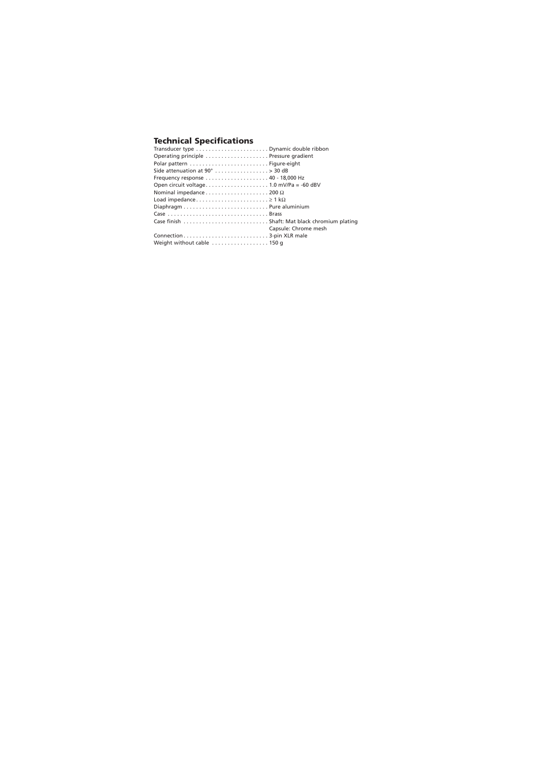## Technical Specifications

| | |
|---|---|
| Transducer type | Dynamic double ribbon |
| Operating principle | Pressure gradient |
| Polar pattern | Figure-eight |
| Side attenuation at 90° | > 30 dB |
| Frequency response | 40 - 18,000 Hz |
| Open circuit voltage | 1.0 mV/Pa = -60 dBV |
| Nominal impedance | 200 Ω |
| Load impedance | ≥ 1 kΩ |
| Diaphragm | Pure aluminium |
| Case | Brass |
| Case finish | Shaft: Mat black chromium plating<br>Capsule: Chrome mesh |
| Connection | 3-pin XLR male |
| Weight without cable | 150 g |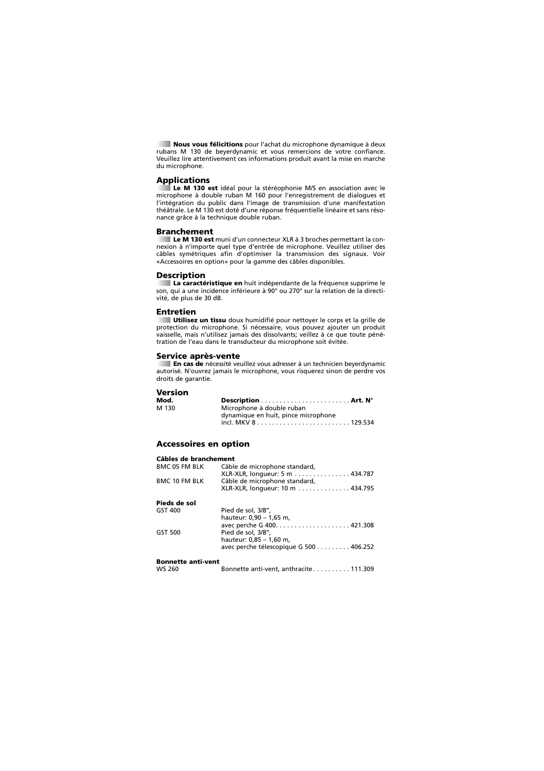**Nous vous félicitions** pour l'achat du microphone dynamique à deux rubans M 130 de beyerdynamic et vous remercions de votre confiance. Veuillez lire attentivement ces informations produit avant la mise en marche du microphone.

## Applications

**Le M 130 est** idéal pour la stéréophonie M/S en association avec le microphone à double ruban M 160 pour l'enregistrement de dialogues et l'intégration du public dans l'image de transmission d'une manifestation théâtrale. Le M 130 est doté d'une réponse fréquentielle linéaire et sans résonance grâce à la technique double ruban.

## Branchement

**Le M 130 est** muni d'un connecteur XLR à 3 broches permettant la connexion à n'importe quel type d'entrée de microphone. Veuillez utiliser des câbles symétriques afin d'optimiser la transmission des signaux. Voir «Accessoires en option» pour la gamme des câbles disponibles.

## Description

**La caractéristique en** huit indépendante de la fréquence supprime le son, qui a une incidence inférieure à 90° ou 270° sur la relation de la directivité, de plus de 30 dB.

## Entretien

**Utilisez un tissu** doux humidifié pour nettoyer le corps et la grille de protection du microphone. Si nécessaire, vous pouvez ajouter un produit vaisselle, mais n'utilisez jamais des dissolvants; veillez à ce que toute pénétration de l'eau dans le transducteur du microphone soit évitée.

## Service après-vente

**En cas de** nécessité veuillez vous adresser à un technicien beyerdynamic autorisé. N'ouvrez jamais le microphone, vous risquerez sinon de perdre vos droits de garantie.

## Version

| Mod. | Description | Art. N° |
|---|---|---|
| M 130 | Microphone à double ruban dynamique en huit, pince microphone incl. MKV 8 | 129.534 |

## Accessoires en option

**Câbles de branchement**

| | | |
|---|---|---|
| BMC 05 FM BLK | Câble de microphone standard, XLR-XLR, longueur: 5 m | 434.787 |
| BMC 10 FM BLK | Câble de microphone standard, XLR-XLR, longueur: 10 m | 434.795 |

**Pieds de sol**

| | | |
|---|---|---|
| GST 400 | Pied de sol, 3/8", hauteur: 0,90 – 1,65 m, avec perche G 400 | 421.308 |
| GST 500 | Pied de sol, 3/8", hauteur: 0,85 – 1,60 m, avec perche télescopique G 500 | 406.252 |

**Bonnette anti-vent**

| | | |
|---|---|---|
| WS 260 | Bonnette anti-vent, anthracite | 111.309 |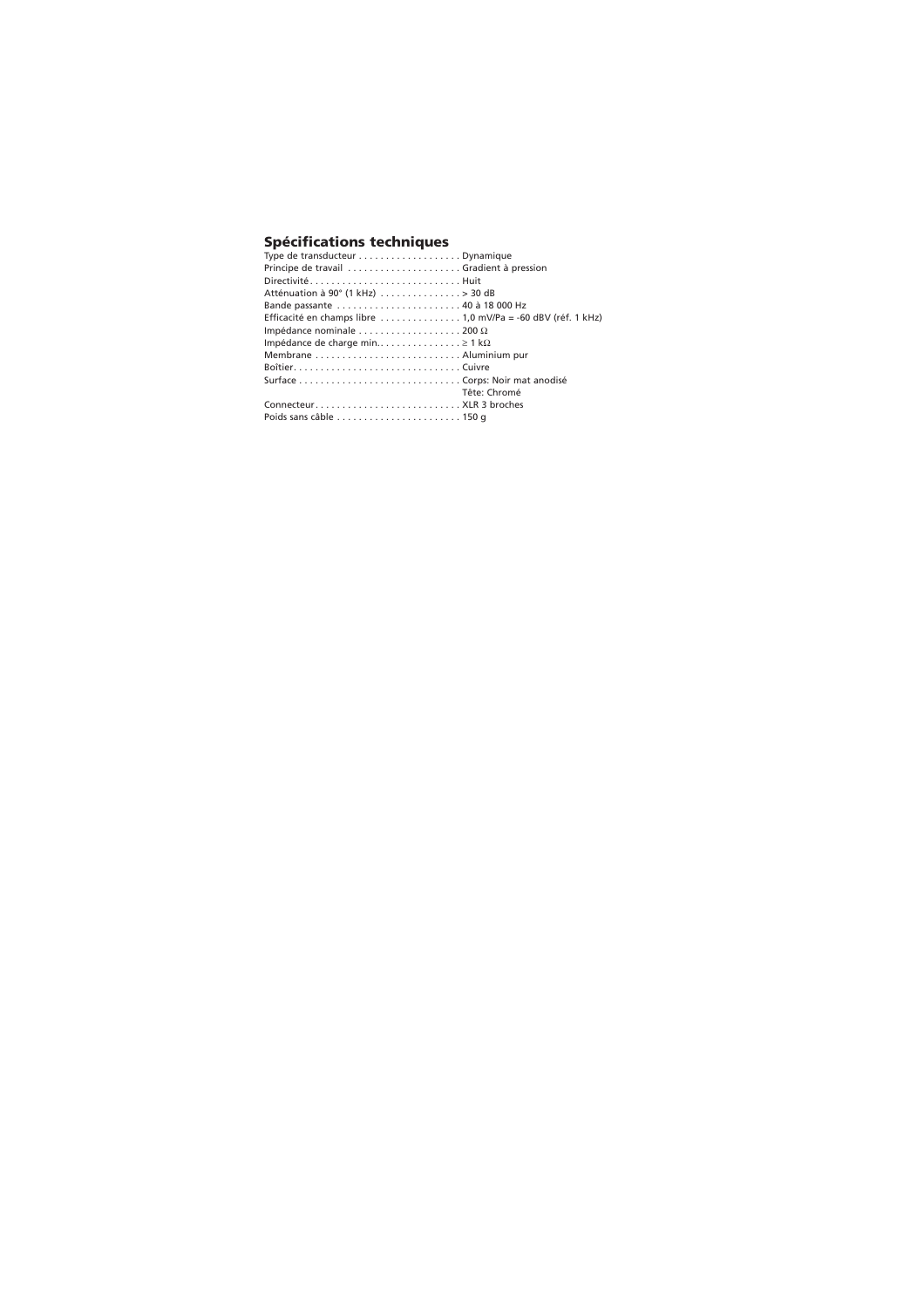## Spécifications techniques

| | |
|---|---|
| Type de transducteur | Dynamique |
| Principe de travail | Gradient à pression |
| Directivité | Huit |
| Atténuation à 90° (1 kHz) | > 30 dB |
| Bande passante | 40 à 18 000 Hz |
| Efficacité en champs libre | 1,0 mV/Pa = -60 dBV (réf. 1 kHz) |
| Impédance nominale | 200 Ω |
| Impédance de charge min. | ≥ 1 kΩ |
| Membrane | Aluminium pur |
| Boîtier | Cuivre |
| Surface | Corps: Noir mat anodisé<br>Tête: Chromé |
| Connecteur | XLR 3 broches |
| Poids sans câble | 150 g |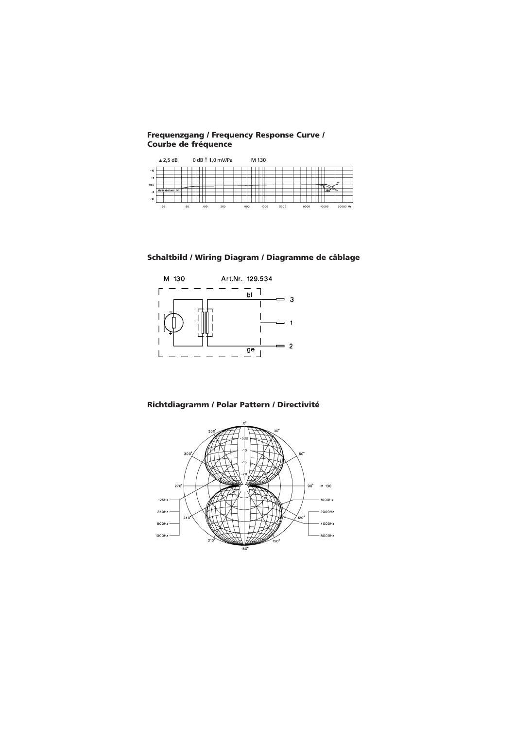## Frequenzgang / Frequency Response Curve / Courbe de fréquence

± 2,5 dB 0 dB ≙ 1,0 mV/Pa M 130

## Schaltbild / Wiring Diagram / Diagramme de câblage

M 130 Art.Nr. 129.534

## Richtdiagramm / Polar Pattern / Directivité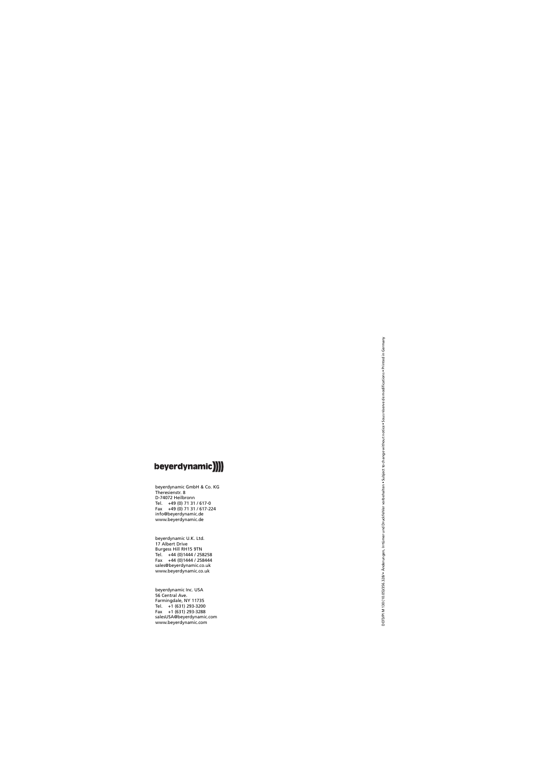beyerdynamic))))

beyerdynamic GmbH & Co. KG
Theresienstr. 8
D-74072 Heilbronn
Tel. +49 (0) 71 31 / 617-0
Fax +49 (0) 71 31 / 617-224
info@beyerdynamic.de
www.beyerdynamic.de

beyerdynamic U.K. Ltd.
17 Albert Drive
Burgess Hill RH15 9TN
Tel. +44 (0)1444 / 258258
Fax +44 (0)1444 / 258444
sales@beyerdynamic.co.uk
www.beyerdynamic.co.uk

beyerdynamic Inc. USA
56 Central Ave.
Farmingdale, NY 11735
Tel. +1 (631) 293-3200
Fax +1 (631) 293-3288
salesUSA@beyerdynamic.com
www.beyerdynamic.com

D EF3/PI M 130 (10.05)/356.328/ • Änderungen, Irrtümer und Druckfehler vorbehalten • Subject to change without notice • Sous réserve de modifications • Printed in Germany